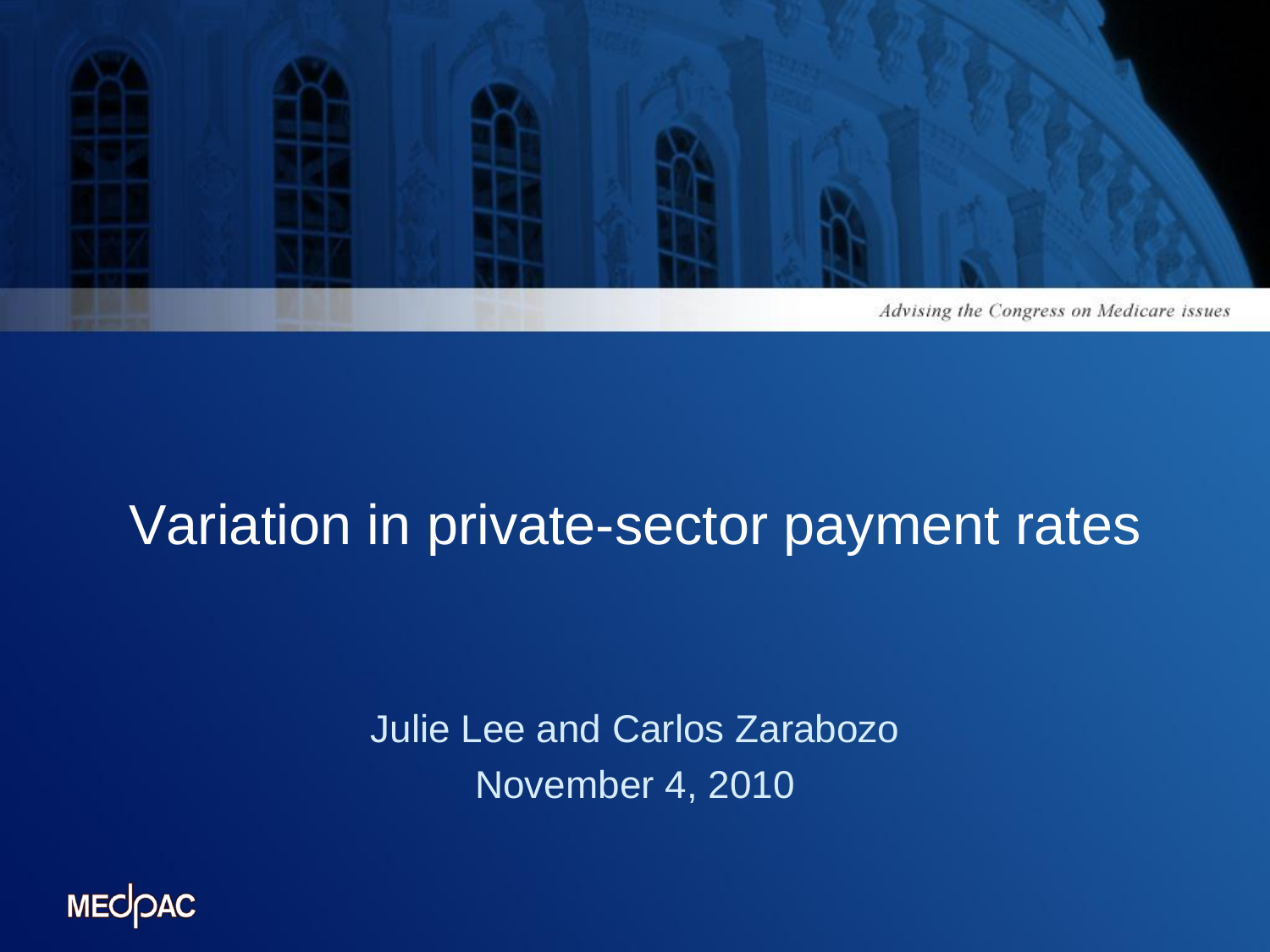*Advising the Congress on Medicare issues*

# Variation in private-sector payment rates

Julie Lee and Carlos Zarabozo

November 4, 2010

MEDPAC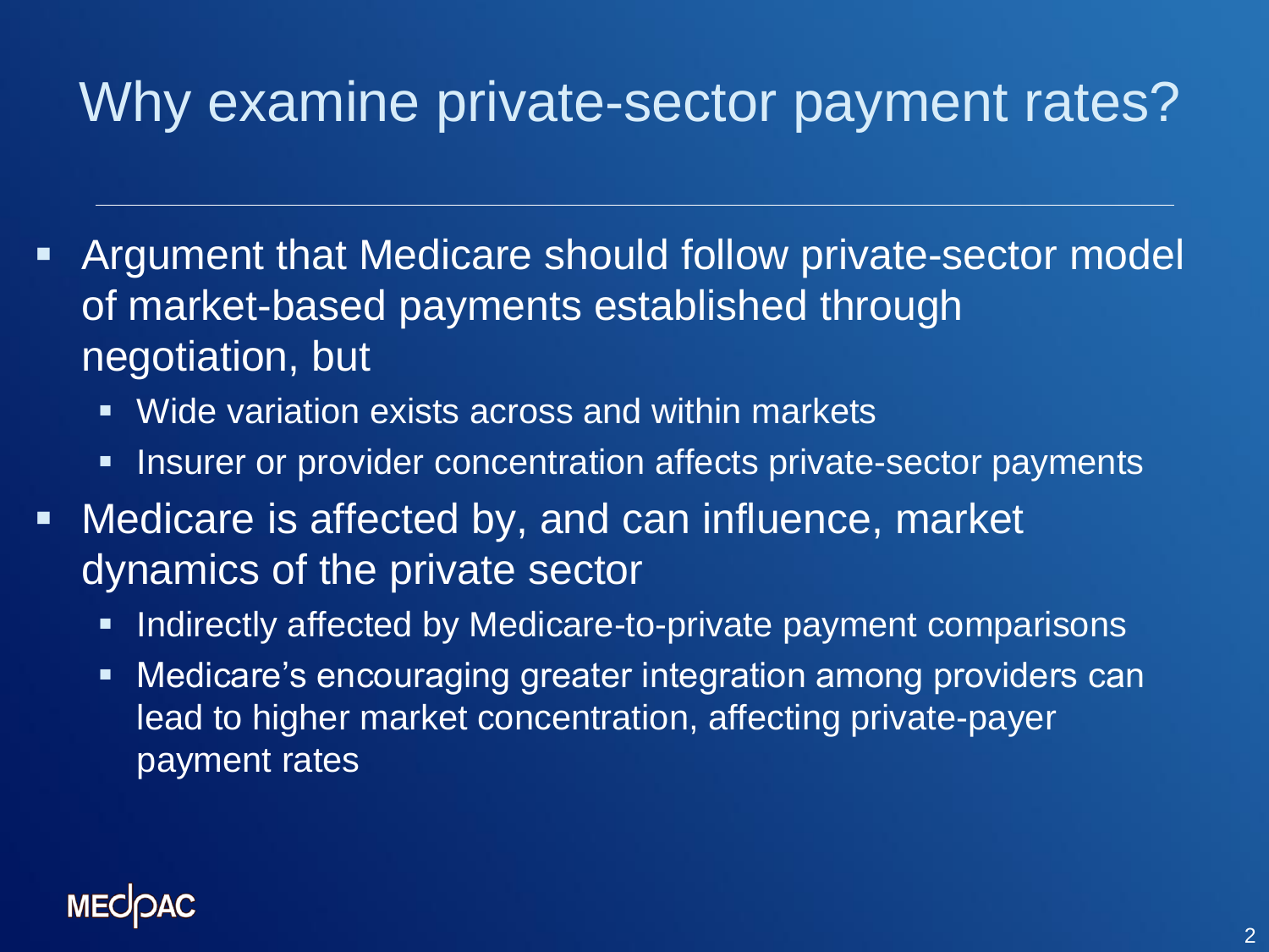# Why examine private-sector payment rates?

- Argument that Medicare should follow private-sector model of market-based payments established through negotiation, but
  - Wide variation exists across and within markets
  - Insurer or provider concentration affects private-sector payments
- Medicare is affected by, and can influence, market dynamics of the private sector
  - Indirectly affected by Medicare-to-private payment comparisons
  - Medicare's encouraging greater integration among providers can lead to higher market concentration, affecting private-payer payment rates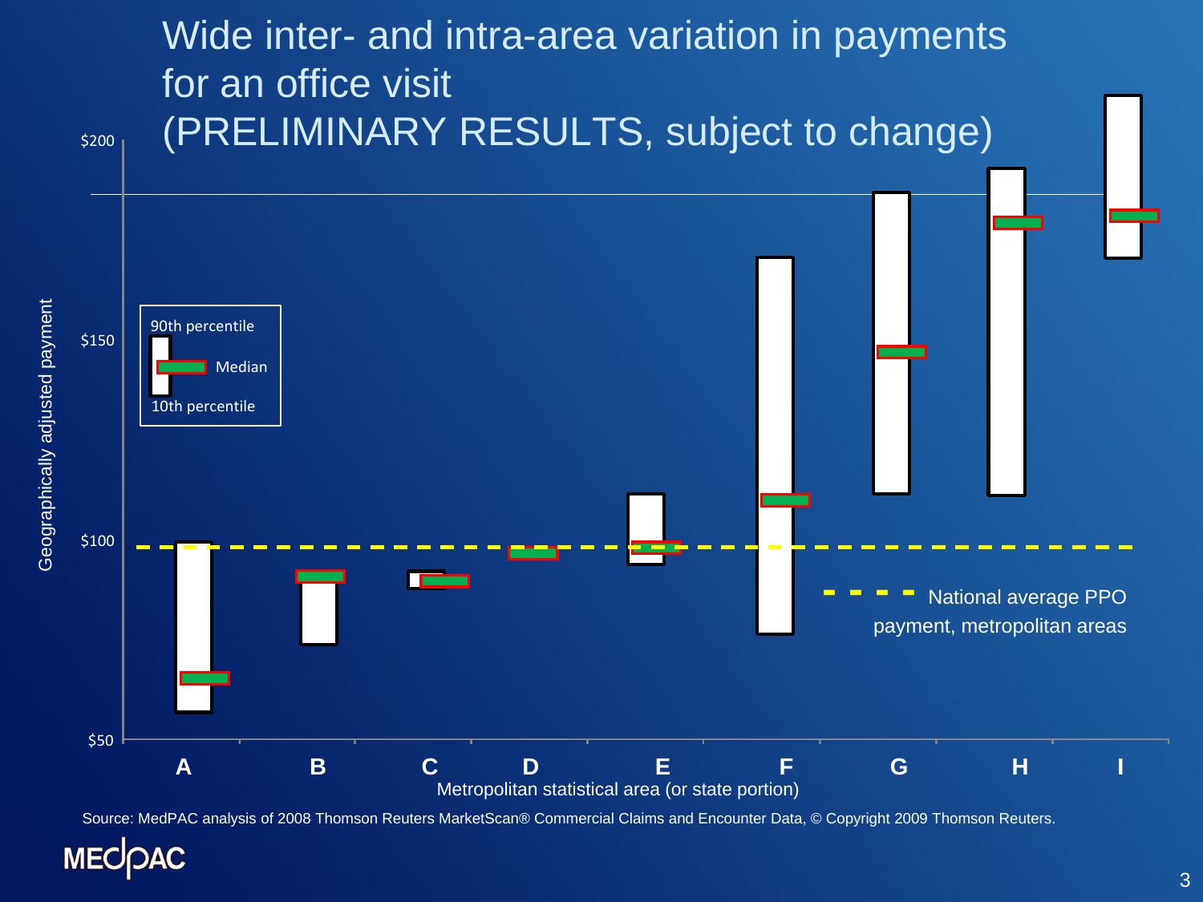# Wide inter- and intra-area variation in payments for an office visit (PRELIMINARY RESULTS, subject to change)

$200

$150

$100

$50

Geographically adjusted payment

90th percentile

Median

10th percentile

National average PPO payment, metropolitan areas

A B C D E F G H I

Metropolitan statistical area (or state portion)

Source: MedPAC analysis of 2008 Thomson Reuters MarketScan® Commercial Claims and Encounter Data, © Copyright 2009 Thomson Reuters.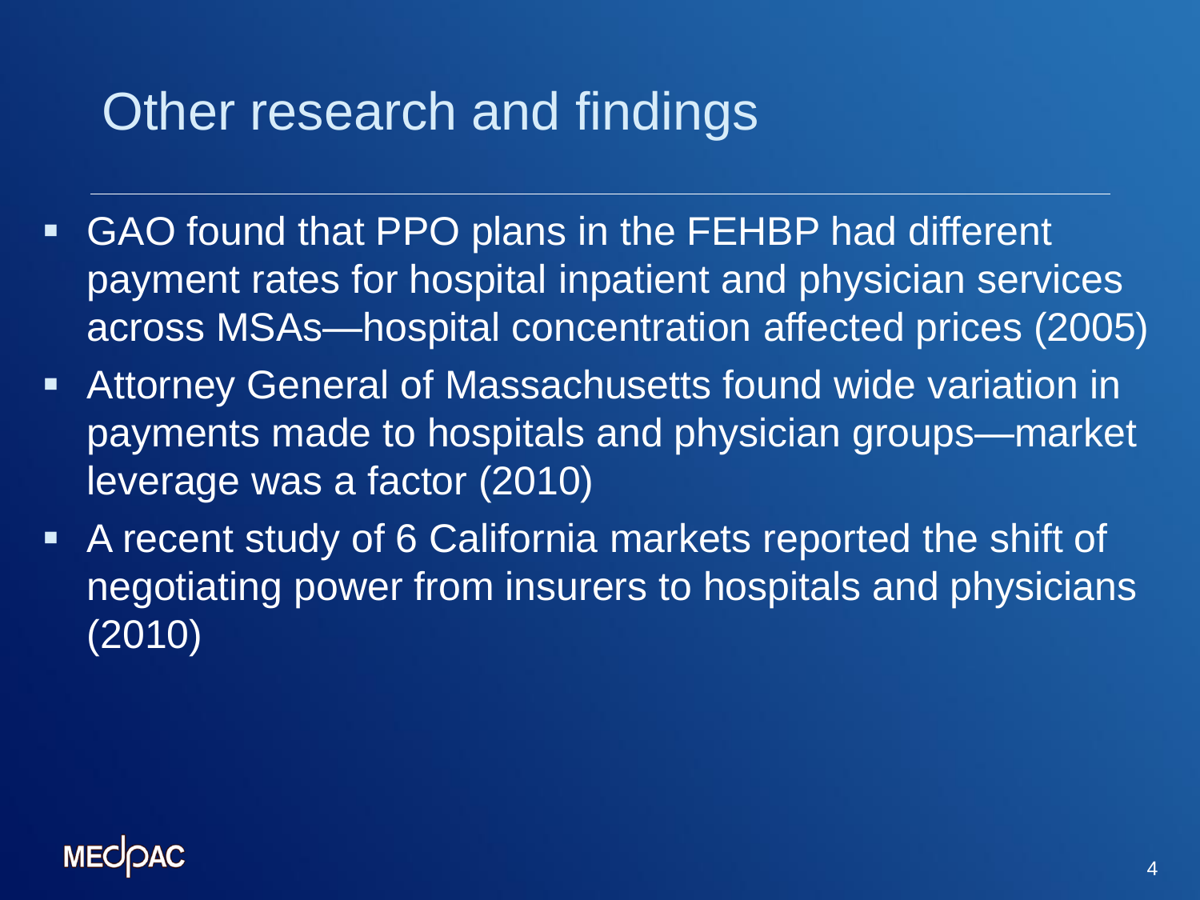# Other research and findings

- GAO found that PPO plans in the FEHBP had different payment rates for hospital inpatient and physician services across MSAs—hospital concentration affected prices (2005)
- Attorney General of Massachusetts found wide variation in payments made to hospitals and physician groups—market leverage was a factor (2010)
- A recent study of 6 California markets reported the shift of negotiating power from insurers to hospitals and physicians (2010)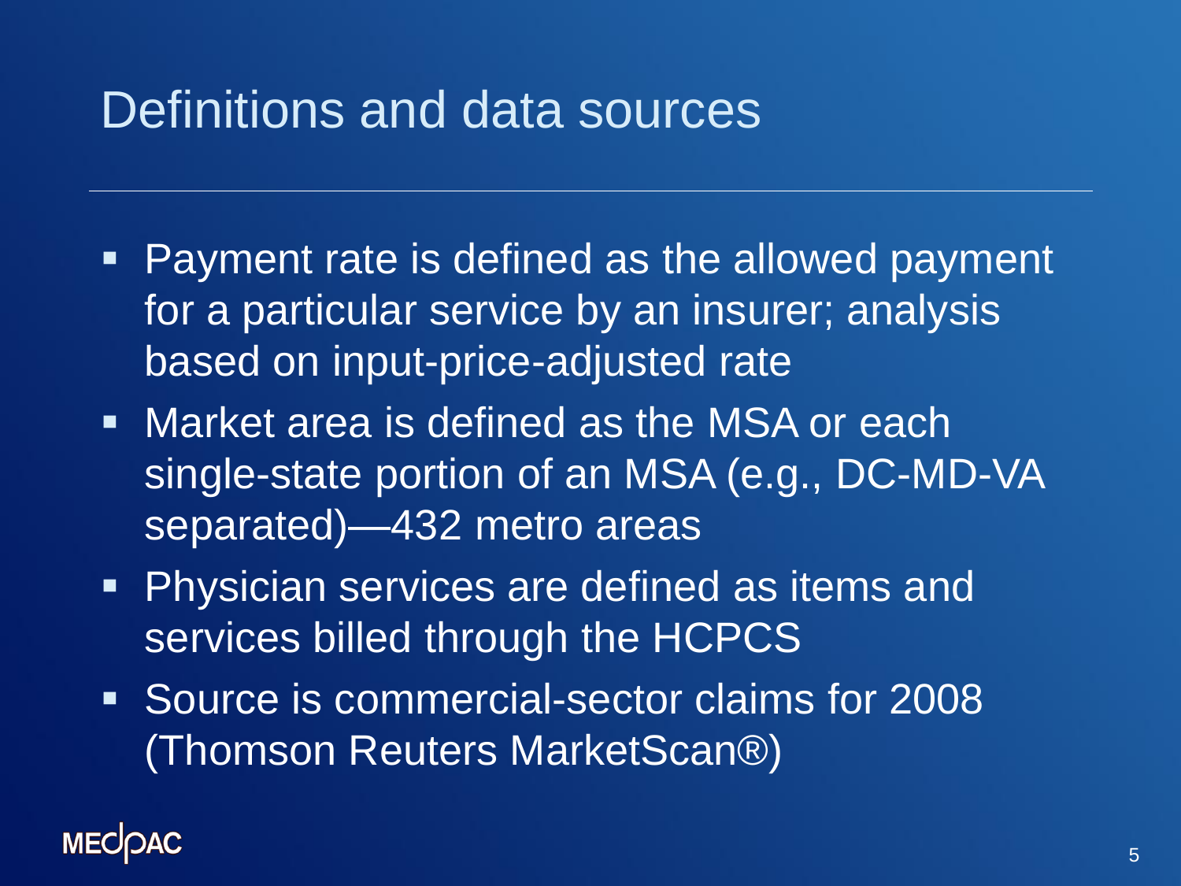# Definitions and data sources

- Payment rate is defined as the allowed payment for a particular service by an insurer; analysis based on input-price-adjusted rate
- Market area is defined as the MSA or each single-state portion of an MSA (e.g., DC-MD-VA separated)—432 metro areas
- Physician services are defined as items and services billed through the HCPCS
- Source is commercial-sector claims for 2008 (Thomson Reuters MarketScan®)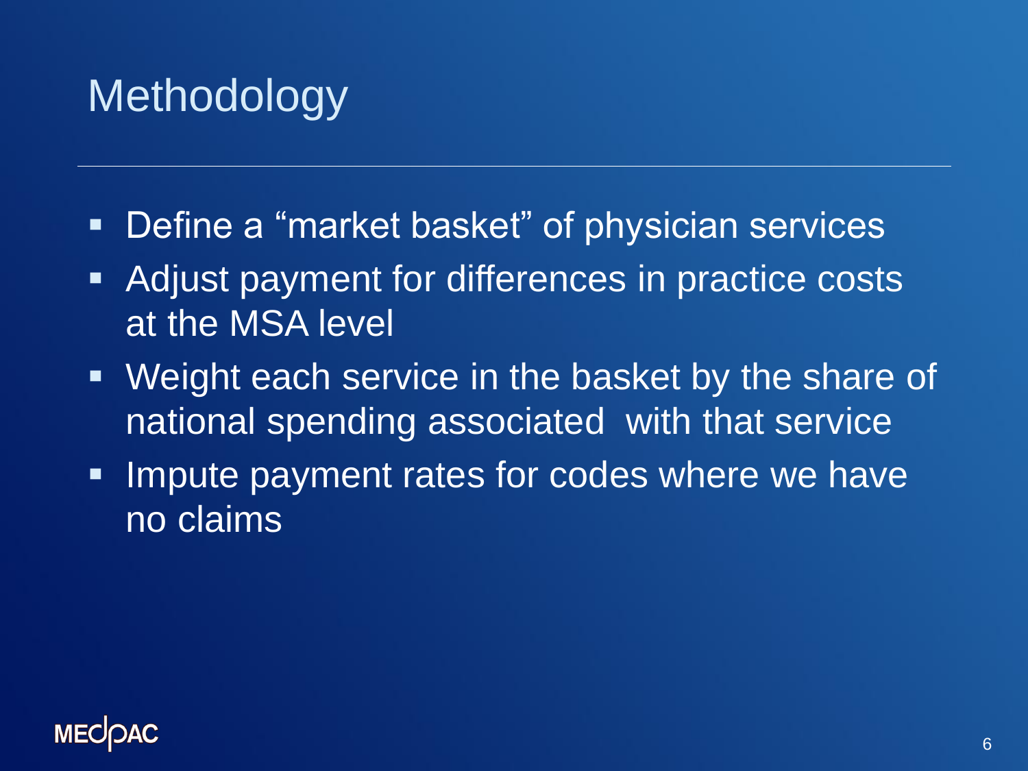# Methodology

- Define a "market basket" of physician services
- Adjust payment for differences in practice costs at the MSA level
- Weight each service in the basket by the share of national spending associated with that service
- Impute payment rates for codes where we have no claims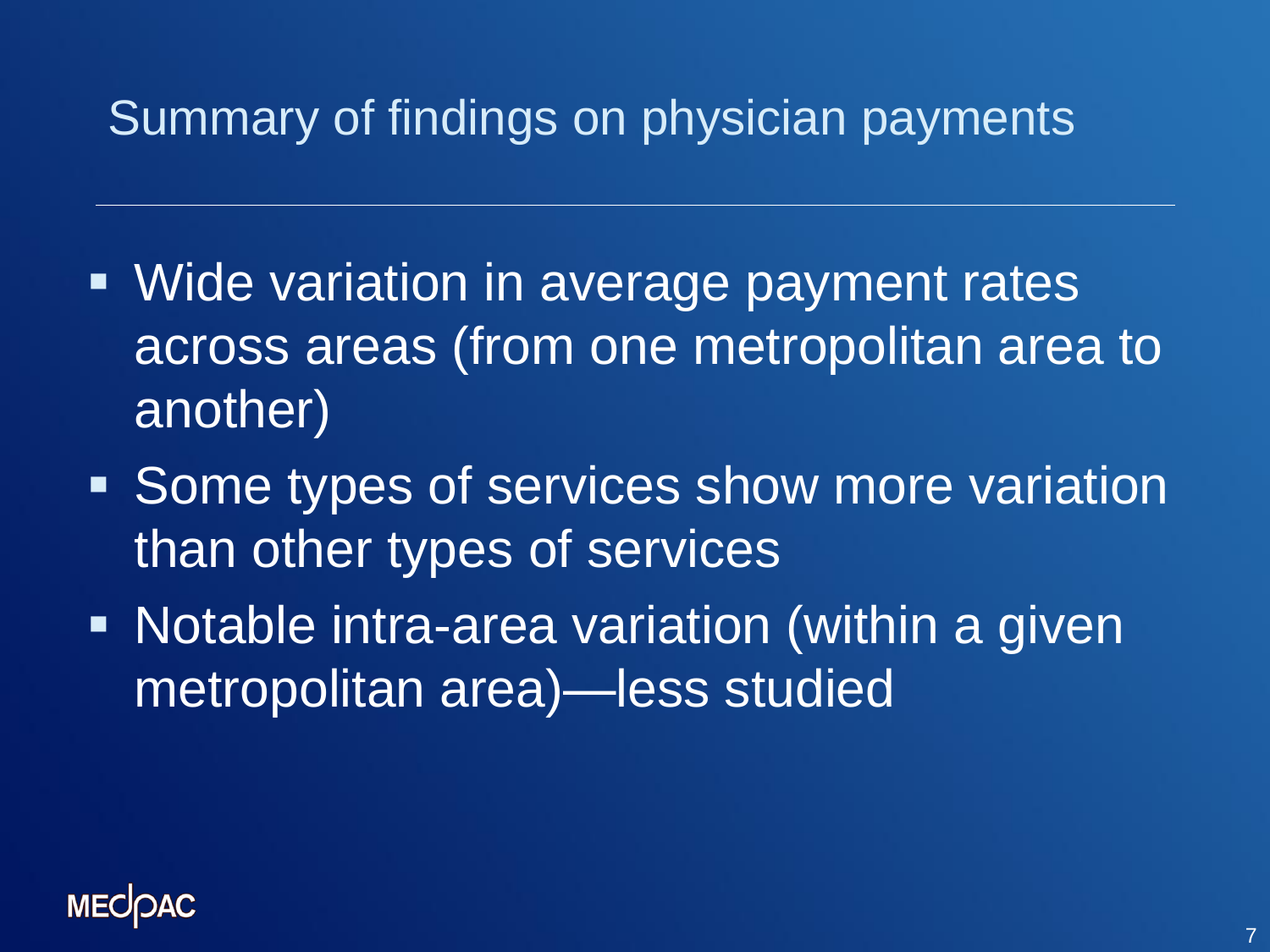# Summary of findings on physician payments

- Wide variation in average payment rates across areas (from one metropolitan area to another)
- Some types of services show more variation than other types of services
- Notable intra-area variation (within a given metropolitan area)—less studied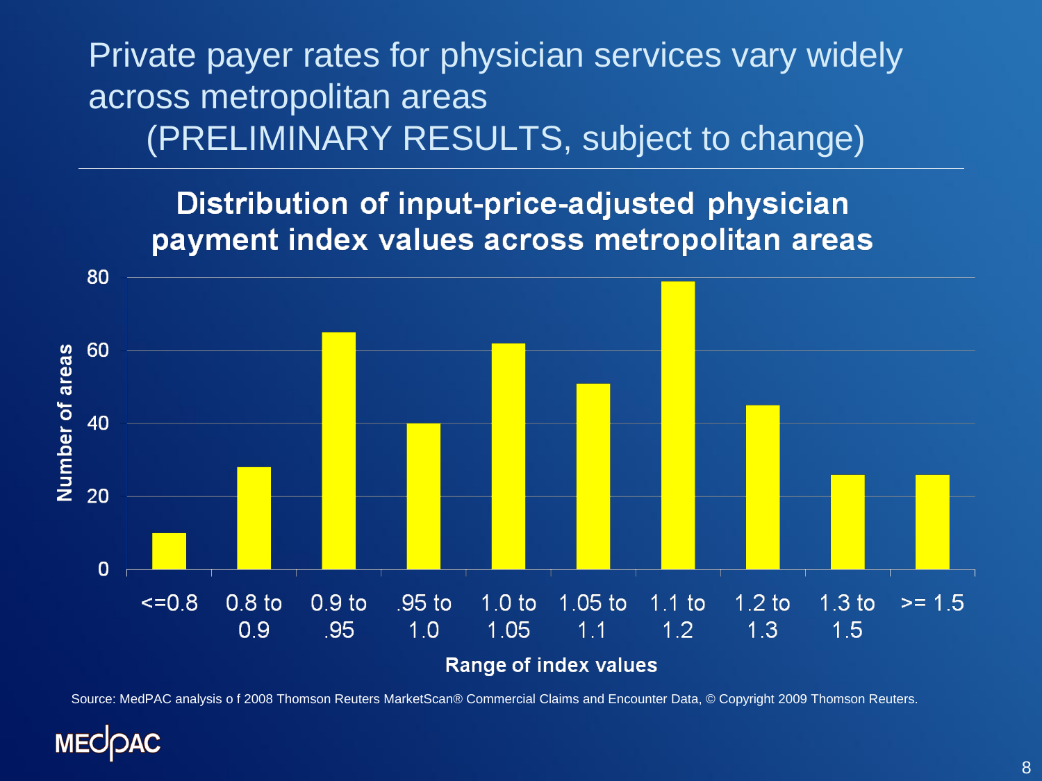# Private payer rates for physician services vary widely across metropolitan areas (PRELIMINARY RESULTS, subject to change)

**Distribution of input-price-adjusted physician payment index values across metropolitan areas**

| Range of index values | Number of areas |
|---|---|
| <=0.8 | 10 |
| 0.8 to 0.9 | 28 |
| 0.9 to .95 | 65 |
| .95 to 1.0 | 40 |
| 1.0 to 1.05 | 62 |
| 1.05 to 1.1 | 51 |
| 1.1 to 1.2 | 79 |
| 1.2 to 1.3 | 45 |
| 1.3 to 1.5 | 26 |
| >= 1.5 | 26 |

Source: MedPAC analysis o f 2008 Thomson Reuters MarketScan® Commercial Claims and Encounter Data, © Copyright 2009 Thomson Reuters.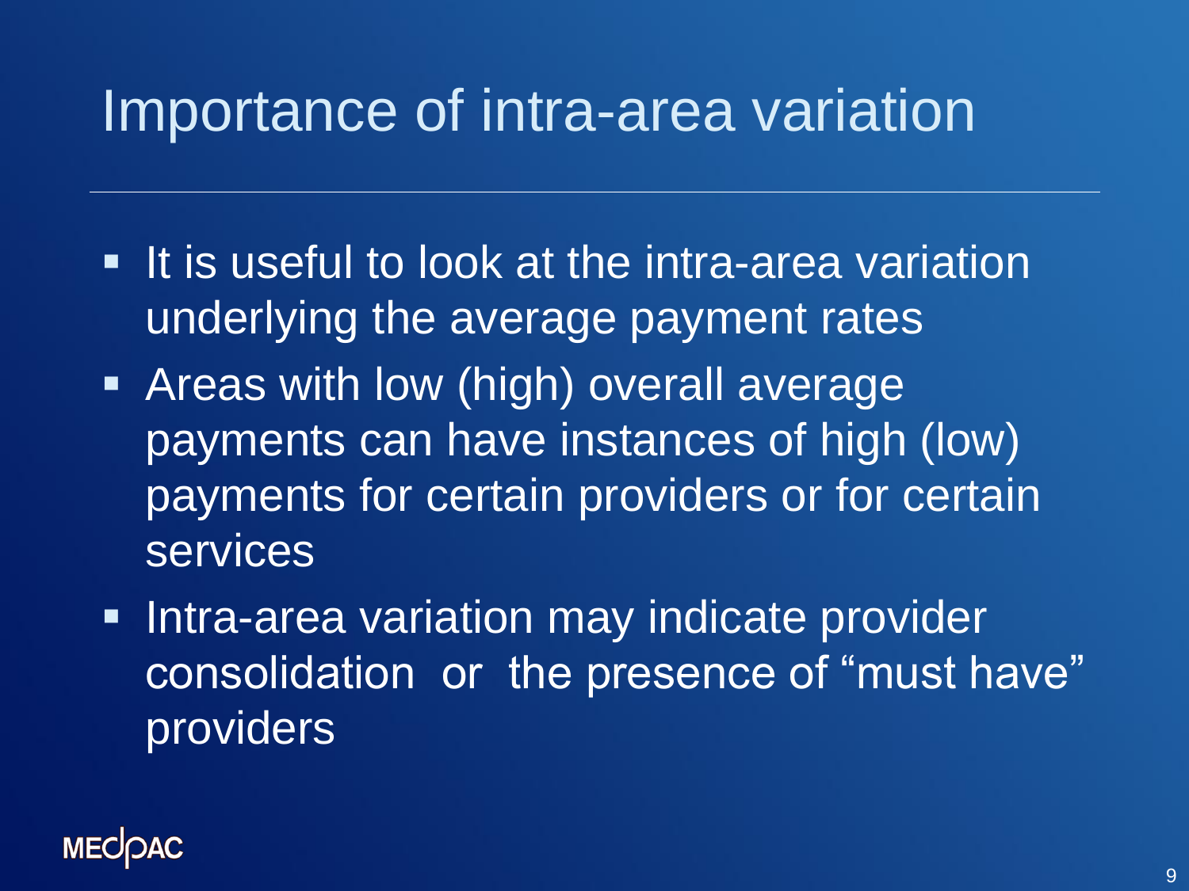# Importance of intra-area variation

- It is useful to look at the intra-area variation underlying the average payment rates
- Areas with low (high) overall average payments can have instances of high (low) payments for certain providers or for certain services
- Intra-area variation may indicate provider consolidation or the presence of “must have” providers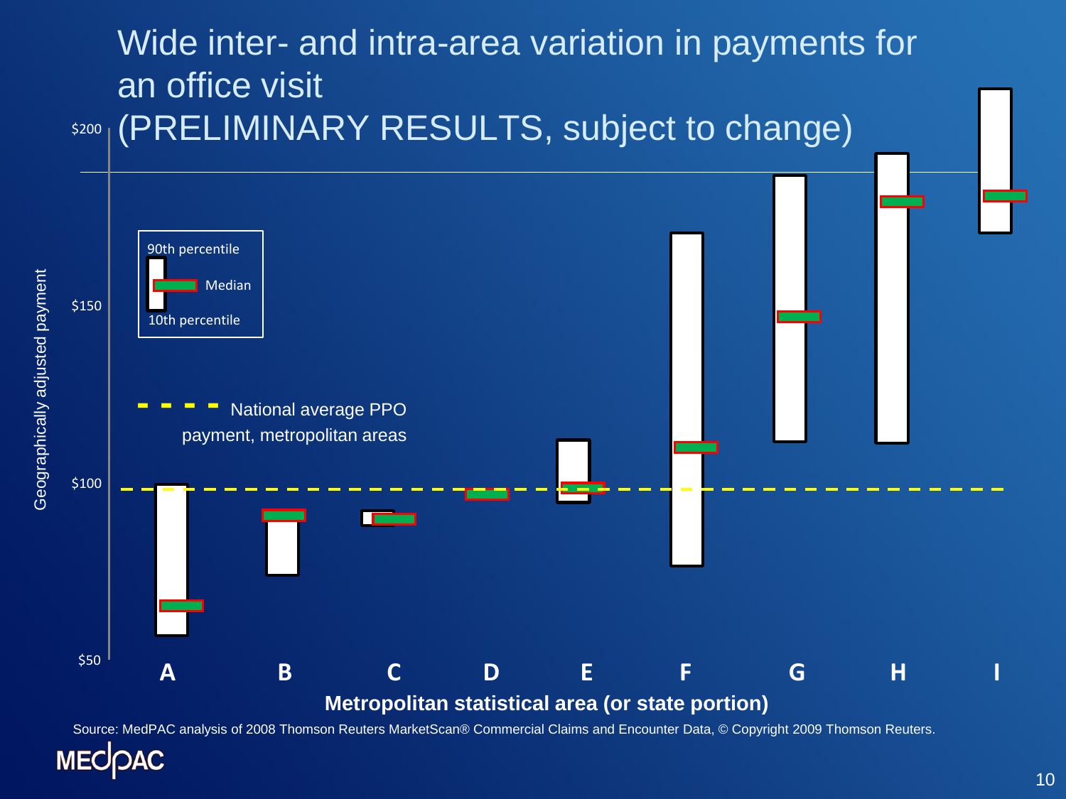# Wide inter- and intra-area variation in payments for an office visit (PRELIMINARY RESULTS, subject to change)

Geographically adjusted payment

$200

$150

$100

$50

90th percentile

Median

10th percentile

National average PPO payment, metropolitan areas

A B C D E F G H I

**Metropolitan statistical area (or state portion)**

Source: MedPAC analysis of 2008 Thomson Reuters MarketScan® Commercial Claims and Encounter Data, © Copyright 2009 Thomson Reuters.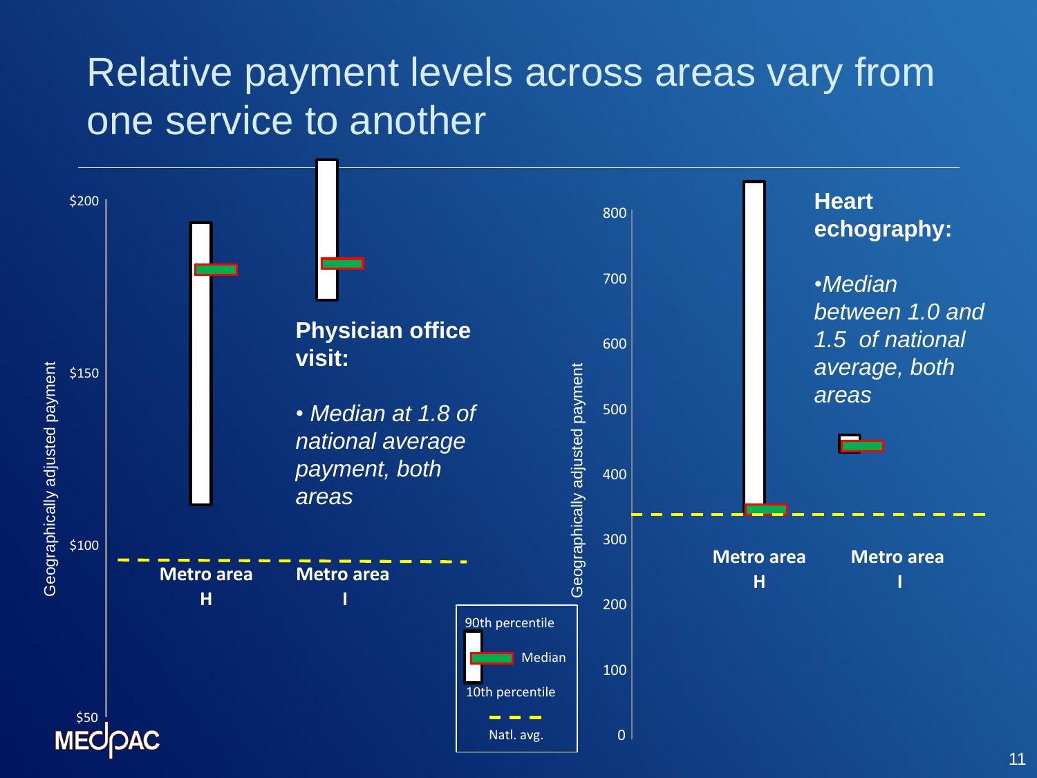# Relative payment levels across areas vary from one service to another

$200

$150

$100

$50

Geographically adjusted payment

Metro area H

Metro area I

**Physician office visit:**

- *Median at 1.8 of national average payment, both areas*

90th percentile

Median

10th percentile

Natl. avg.

800

700

600

500

400

300

200

100

0

Geographically adjusted payment

Metro area H

Metro area I

**Heart echography:**

- *Median between 1.0 and 1.5 of national average, both areas*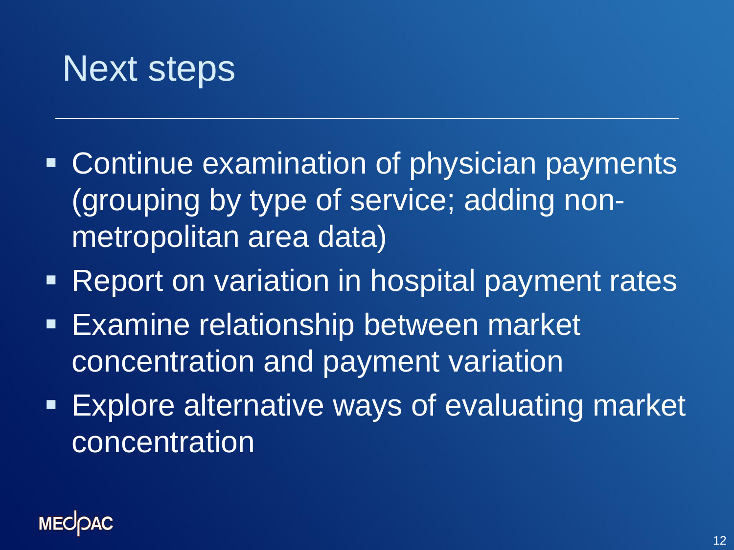# Next steps

- Continue examination of physician payments (grouping by type of service; adding non-metropolitan area data)
- Report on variation in hospital payment rates
- Examine relationship between market concentration and payment variation
- Explore alternative ways of evaluating market concentration